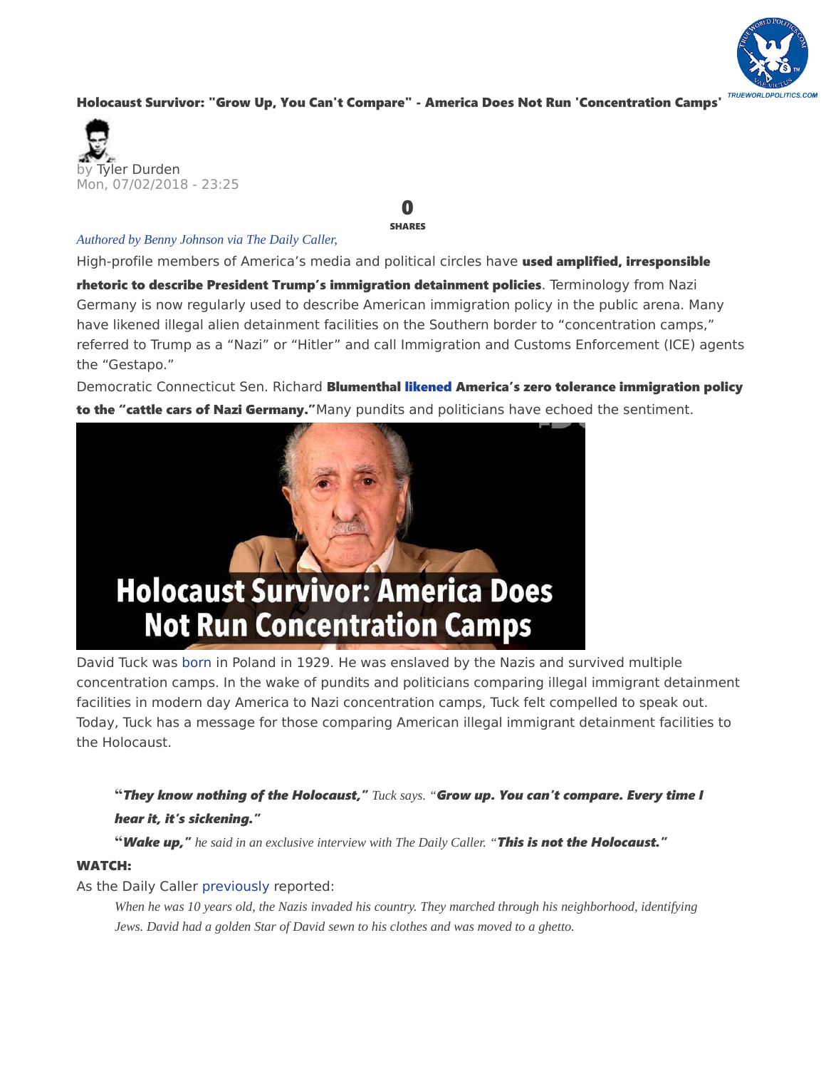# Holocaust Survivor: "Grow Up, You Can't Compare" - America Does Not Run 'Concentration Camps'

by Tyler Durden
Mon, 07/02/2018 - 23:25

**0**
**SHARES**

*Authored by Benny Johnson via The Daily Caller,*

High-profile members of America's media and political circles have **used amplified, irresponsible rhetoric to describe President Trump's immigration detainment policies**. Terminology from Nazi Germany is now regularly used to describe American immigration policy in the public arena. Many have likened illegal alien detainment facilities on the Southern border to "concentration camps," referred to Trump as a "Nazi" or "Hitler" and call Immigration and Customs Enforcement (ICE) agents the "Gestapo."

Democratic Connecticut Sen. Richard **Blumenthal likened America's zero tolerance immigration policy to the "cattle cars of Nazi Germany."** Many pundits and politicians have echoed the sentiment.

Holocaust Survivor: America Does Not Run Concentration Camps

David Tuck was born in Poland in 1929. He was enslaved by the Nazis and survived multiple concentration camps. In the wake of pundits and politicians comparing illegal immigrant detainment facilities in modern day America to Nazi concentration camps, Tuck felt compelled to speak out. Today, Tuck has a message for those comparing American illegal immigrant detainment facilities to the Holocaust.

> "***They know nothing of the Holocaust,"*** *Tuck says. "****Grow up. You can't compare. Every time I hear it, it's sickening."***
>
> "***Wake up,"*** *he said in an exclusive interview with The Daily Caller. "****This is not the Holocaust."***

**WATCH:**

As the Daily Caller previously reported:

> *When he was 10 years old, the Nazis invaded his country. They marched through his neighborhood, identifying Jews. David had a golden Star of David sewn to his clothes and was moved to a ghetto.*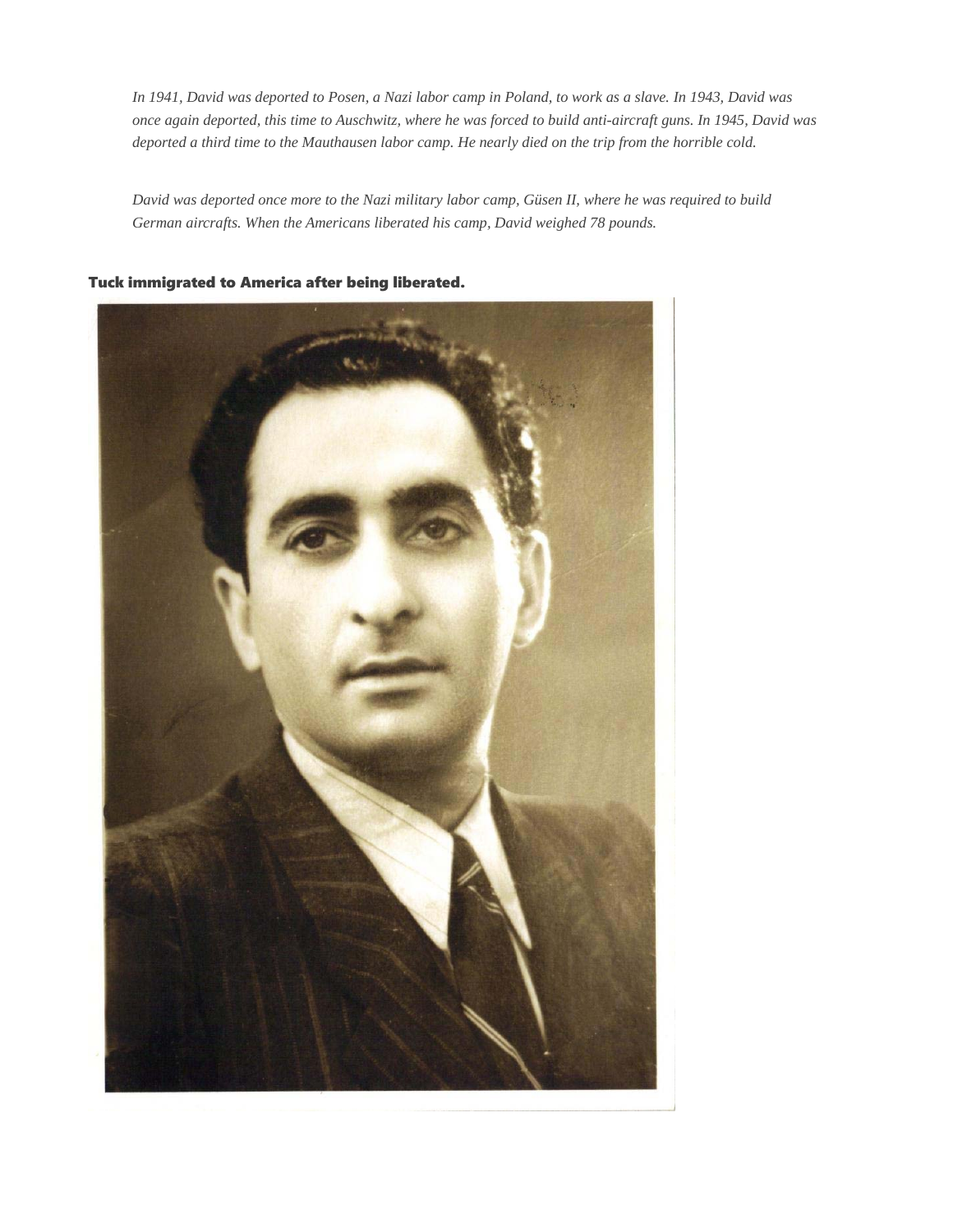*In 1941, David was deported to Posen, a Nazi labor camp in Poland, to work as a slave. In 1943, David was once again deported, this time to Auschwitz, where he was forced to build anti-aircraft guns. In 1945, David was deported a third time to the Mauthausen labor camp. He nearly died on the trip from the horrible cold.*

*David was deported once more to the Nazi military labor camp, Güsen II, where he was required to build German aircrafts. When the Americans liberated his camp, David weighed 78 pounds.*

**Tuck immigrated to America after being liberated.**